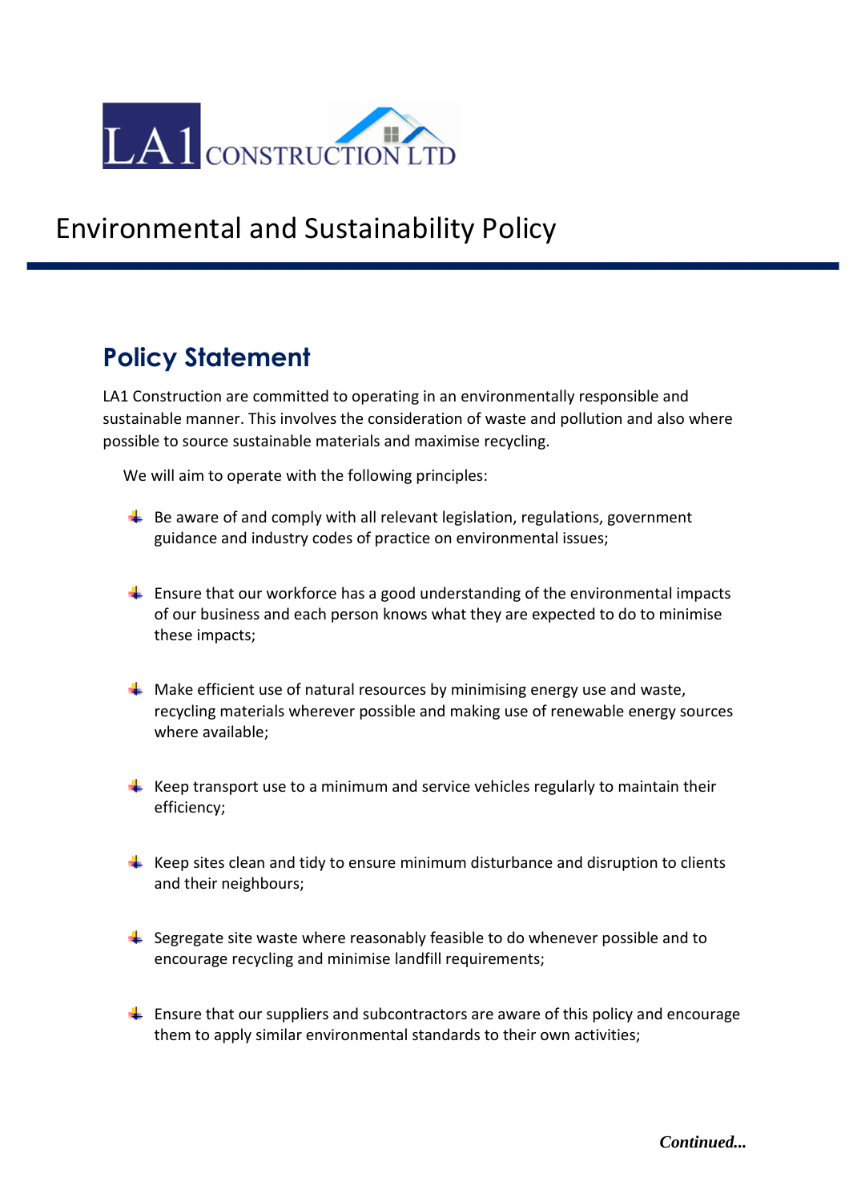LA1 CONSTRUCTION LTD

# Environmental and Sustainability Policy

## Policy Statement

LA1 Construction are committed to operating in an environmentally responsible and sustainable manner. This involves the consideration of waste and pollution and also where possible to source sustainable materials and maximise recycling.

We will aim to operate with the following principles:

- Be aware of and comply with all relevant legislation, regulations, government guidance and industry codes of practice on environmental issues;
- Ensure that our workforce has a good understanding of the environmental impacts of our business and each person knows what they are expected to do to minimise these impacts;
- Make efficient use of natural resources by minimising energy use and waste, recycling materials wherever possible and making use of renewable energy sources where available;
- Keep transport use to a minimum and service vehicles regularly to maintain their efficiency;
- Keep sites clean and tidy to ensure minimum disturbance and disruption to clients and their neighbours;
- Segregate site waste where reasonably feasible to do whenever possible and to encourage recycling and minimise landfill requirements;
- Ensure that our suppliers and subcontractors are aware of this policy and encourage them to apply similar environmental standards to their own activities;

***Continued...***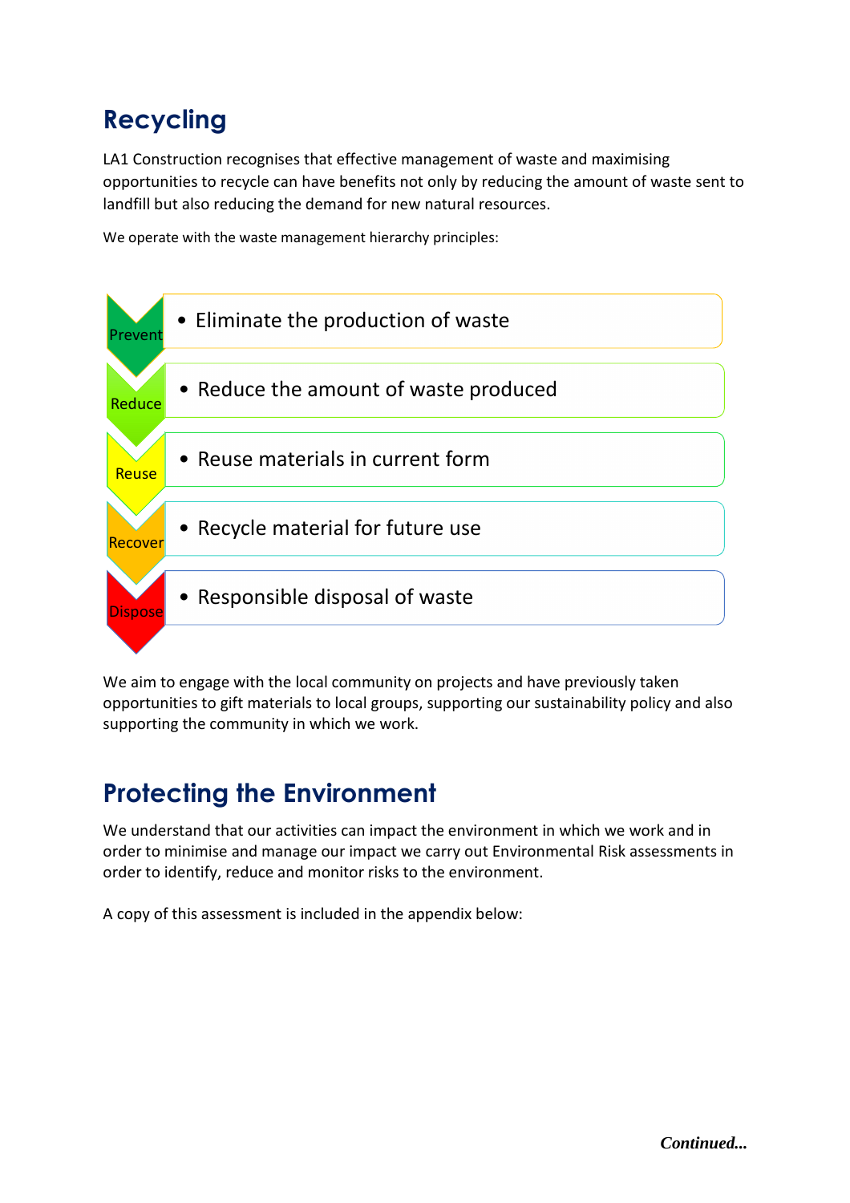# Recycling

LA1 Construction recognises that effective management of waste and maximising opportunities to recycle can have benefits not only by reducing the amount of waste sent to landfill but also reducing the demand for new natural resources.

We operate with the waste management hierarchy principles:

| | |
|---|---|
| Prevent | • Eliminate the production of waste |
| Reduce | • Reduce the amount of waste produced |
| Reuse | • Reuse materials in current form |
| Recover | • Recycle material for future use |
| Dispose | • Responsible disposal of waste |

We aim to engage with the local community on projects and have previously taken opportunities to gift materials to local groups, supporting our sustainability policy and also supporting the community in which we work.

# Protecting the Environment

We understand that our activities can impact the environment in which we work and in order to minimise and manage our impact we carry out Environmental Risk assessments in order to identify, reduce and monitor risks to the environment.

A copy of this assessment is included in the appendix below:

***Continued...***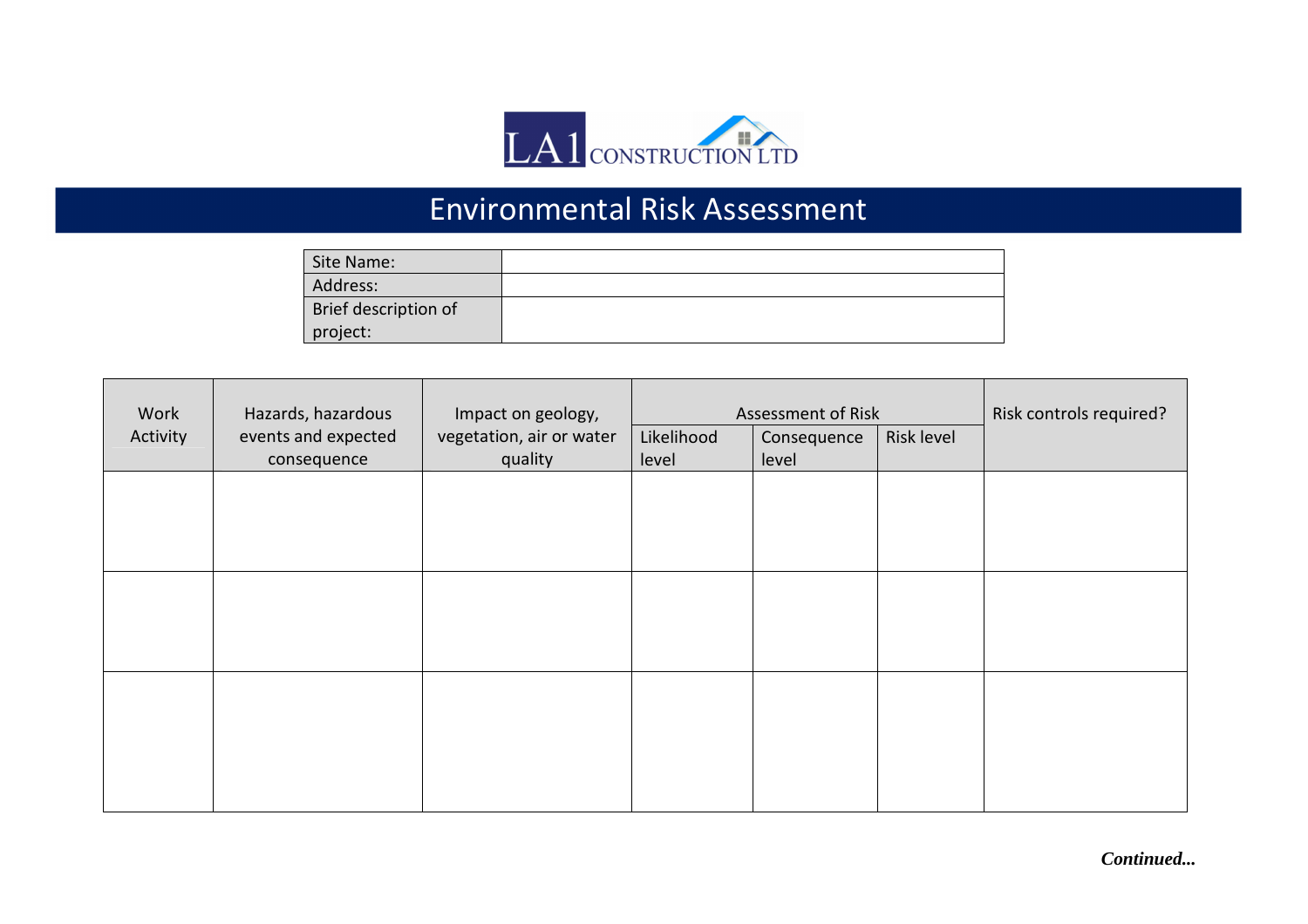# Environmental Risk Assessment

| Site Name: | |
|---|---|
| Address: | |
| Brief description of project: | |

| Work Activity | Hazards, hazardous events and expected consequence | Impact on geology, vegetation, air or water quality | Assessment of Risk | | | Risk controls required? |
|---|---|---|---|---|---|---|
| | | | Likelihood level | Consequence level | Risk level | |
| | | | | | | |
| | | | | | | |
| | | | | | | |

***Continued...***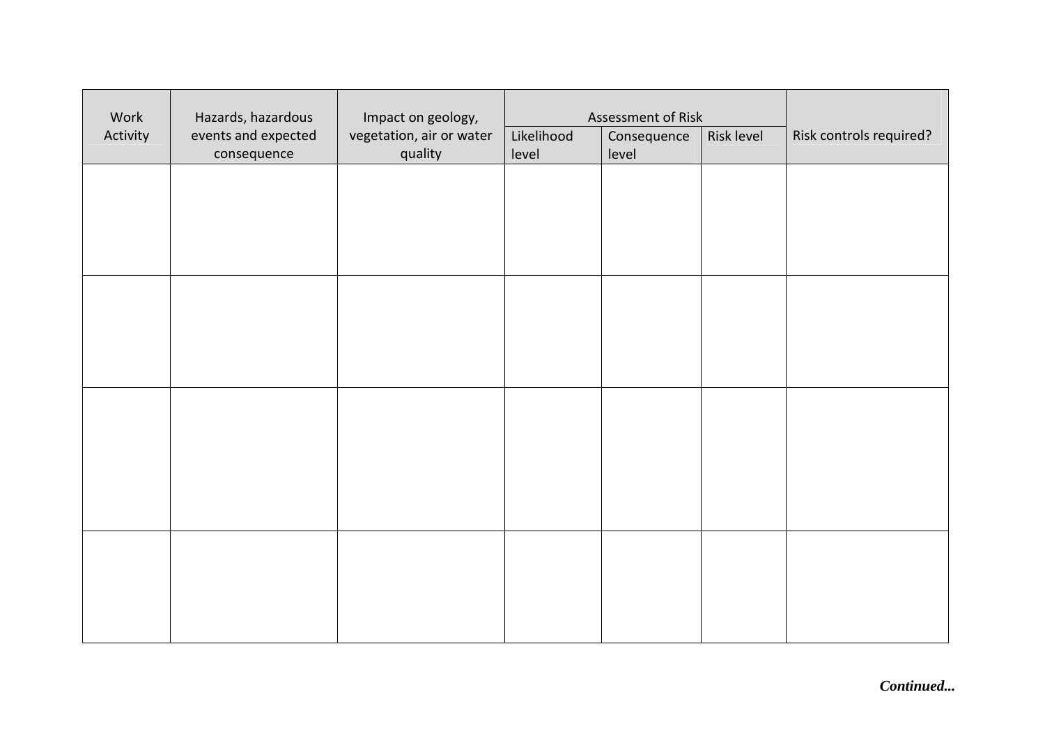| Work Activity | Hazards, hazardous events and expected consequence | Impact on geology, vegetation, air or water quality | Assessment of Risk | | | Risk controls required? |
|---|---|---|---|---|---|---|
| | | | Likelihood level | Consequence level | Risk level | |
| | | | | | | |
| | | | | | | |
| | | | | | | |
| | | | | | | |

***Continued...***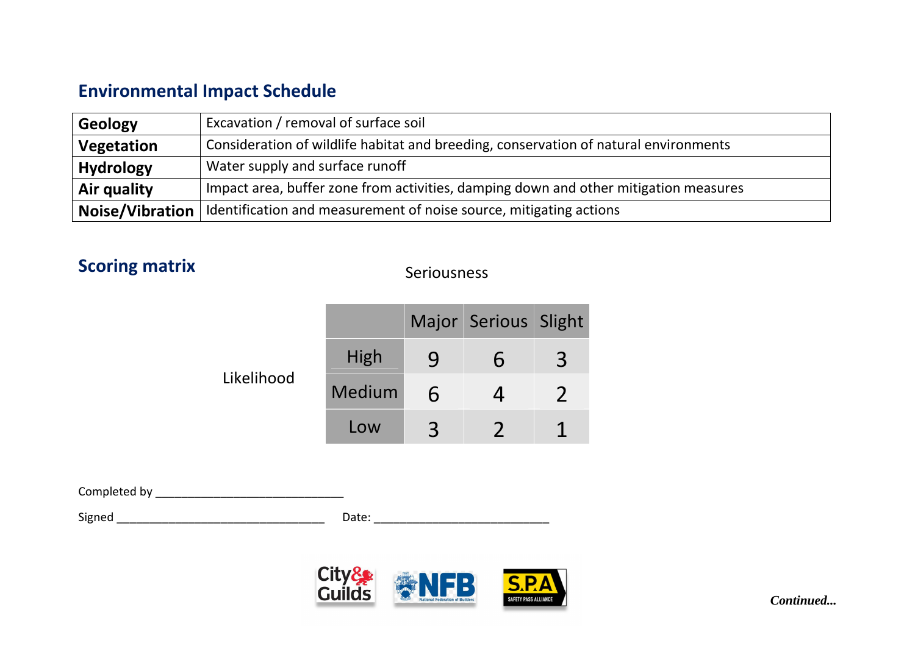## Environmental Impact Schedule

| | |
|---|---|
| **Geology** | Excavation / removal of surface soil |
| **Vegetation** | Consideration of wildlife habitat and breeding, conservation of natural environments |
| **Hydrology** | Water supply and surface runoff |
| **Air quality** | Impact area, buffer zone from activities, damping down and other mitigation measures |
| **Noise/Vibration** | Identification and measurement of noise source, mitigating actions |

## Scoring matrix

Seriousness

Likelihood

| | Major | Serious | Slight |
|---|---|---|---|
| High | 9 | 6 | 3 |
| Medium | 6 | 4 | 2 |
| Low | 3 | 2 | 1 |

Completed by ______________________________

Signed _________________________________ Date: ___________________________

City & Guilds NFB National Federation of Builders S.P.A SAFETY PASS ALLIANCE

***Continued...***